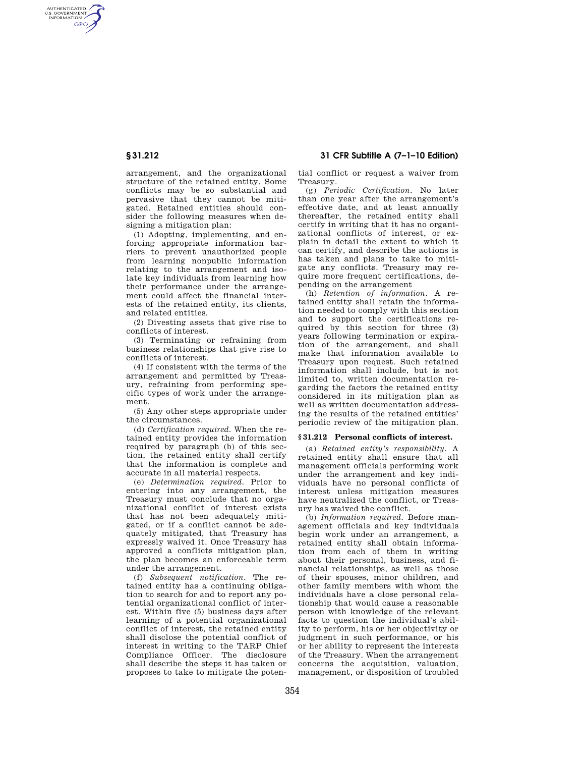arrangement, and the organizational structure of the retained entity. Some conflicts may be so substantial and pervasive that they cannot be mitigated. Retained entities should consider the following measures when designing a mitigation plan:

(1) Adopting, implementing, and enforcing appropriate information barriers to prevent unauthorized people from learning nonpublic information relating to the arrangement and isolate key individuals from learning how their performance under the arrangement could affect the financial interests of the retained entity, its clients, and related entities.

(2) Divesting assets that give rise to conflicts of interest.

(3) Terminating or refraining from business relationships that give rise to conflicts of interest.

(4) If consistent with the terms of the arrangement and permitted by Treasury, refraining from performing specific types of work under the arrangement.

(5) Any other steps appropriate under the circumstances.

(d) *Certification required.* When the retained entity provides the information required by paragraph (b) of this section, the retained entity shall certify that the information is complete and accurate in all material respects.

(e) *Determination required.* Prior to entering into any arrangement, the Treasury must conclude that no organizational conflict of interest exists that has not been adequately mitigated, or if a conflict cannot be adequately mitigated, that Treasury has expressly waived it. Once Treasury has approved a conflicts mitigation plan, the plan becomes an enforceable term under the arrangement.

(f) *Subsequent notification.* The retained entity has a continuing obligation to search for and to report any potential organizational conflict of interest. Within five (5) business days after learning of a potential organizational conflict of interest, the retained entity shall disclose the potential conflict of interest in writing to the TARP Chief Compliance Officer. The disclosure shall describe the steps it has taken or proposes to take to mitigate the potential conflict or request a waiver from Treasury.

(g) *Periodic Certification.* No later than one year after the arrangement's effective date, and at least annually thereafter, the retained entity shall certify in writing that it has no organizational conflicts of interest, or explain in detail the extent to which it can certify, and describe the actions is has taken and plans to take to mitigate any conflicts. Treasury may require more frequent certifications, depending on the arrangement

(h) *Retention of information.* A retained entity shall retain the information needed to comply with this section and to support the certifications required by this section for three (3) years following termination or expiration of the arrangement, and shall make that information available to Treasury upon request. Such retained information shall include, but is not limited to, written documentation regarding the factors the retained entity considered in its mitigation plan as well as written documentation addressing the results of the retained entities' periodic review of the mitigation plan.

## § 31.212 Personal conflicts of interest.

(a) *Retained entity's responsibility.* A retained entity shall ensure that all management officials performing work under the arrangement and key individuals have no personal conflicts of interest unless mitigation measures have neutralized the conflict, or Treasury has waived the conflict.

(b) *Information required.* Before management officials and key individuals begin work under an arrangement, a retained entity shall obtain information from each of them in writing about their personal, business, and financial relationships, as well as those of their spouses, minor children, and other family members with whom the individuals have a close personal relationship that would cause a reasonable person with knowledge of the relevant facts to question the individual's ability to perform, his or her objectivity or judgment in such performance, or his or her ability to represent the interests of the Treasury. When the arrangement concerns the acquisition, valuation, management, or disposition of troubled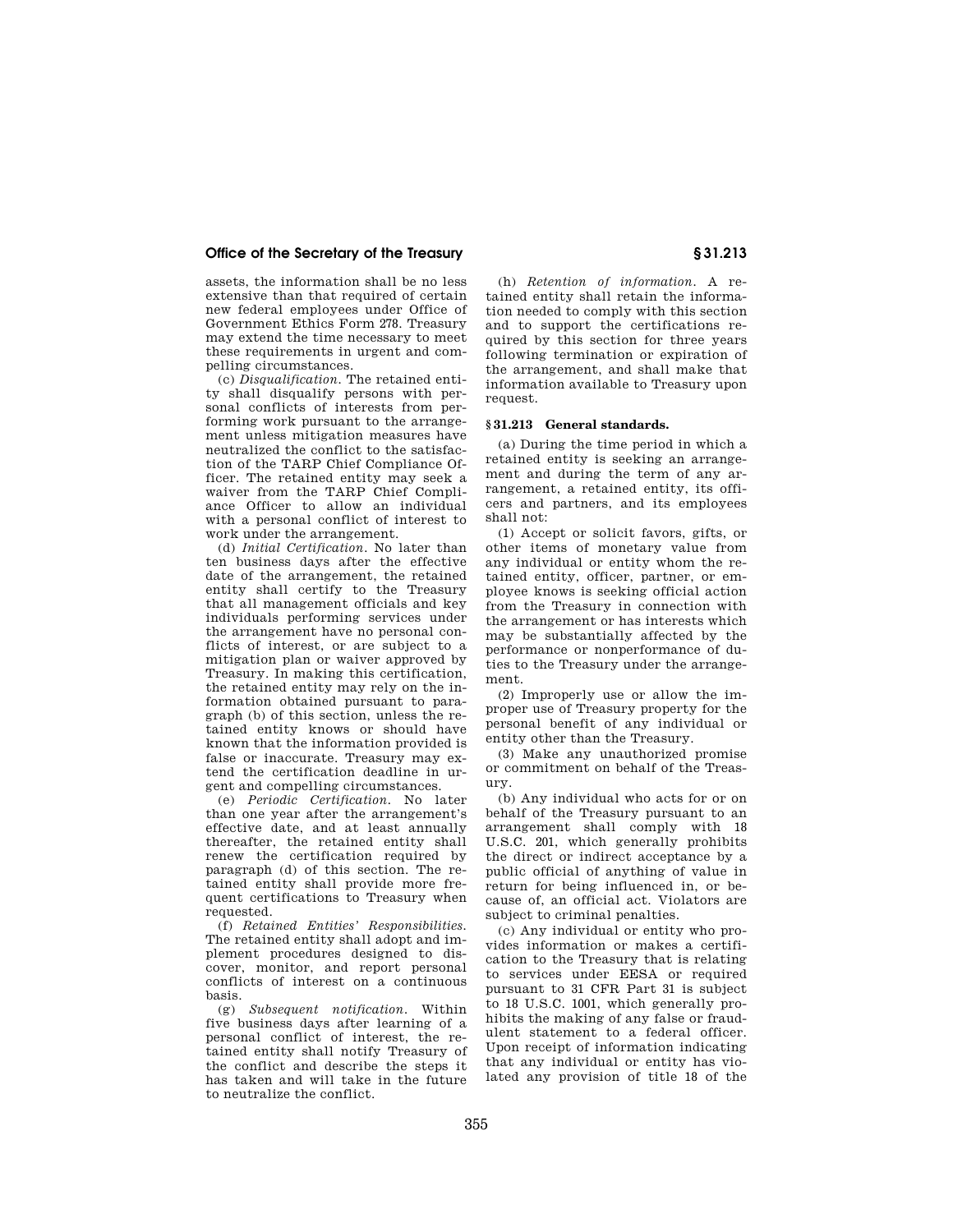assets, the information shall be no less extensive than that required of certain new federal employees under Office of Government Ethics Form 278. Treasury may extend the time necessary to meet these requirements in urgent and compelling circumstances.

(c) *Disqualification.* The retained entity shall disqualify persons with personal conflicts of interests from performing work pursuant to the arrangement unless mitigation measures have neutralized the conflict to the satisfaction of the TARP Chief Compliance Officer. The retained entity may seek a waiver from the TARP Chief Compliance Officer to allow an individual with a personal conflict of interest to work under the arrangement.

(d) *Initial Certification.* No later than ten business days after the effective date of the arrangement, the retained entity shall certify to the Treasury that all management officials and key individuals performing services under the arrangement have no personal conflicts of interest, or are subject to a mitigation plan or waiver approved by Treasury. In making this certification, the retained entity may rely on the information obtained pursuant to paragraph (b) of this section, unless the retained entity knows or should have known that the information provided is false or inaccurate. Treasury may extend the certification deadline in urgent and compelling circumstances.

(e) *Periodic Certification.* No later than one year after the arrangement's effective date, and at least annually thereafter, the retained entity shall renew the certification required by paragraph (d) of this section. The retained entity shall provide more frequent certifications to Treasury when requested.

(f) *Retained Entities' Responsibilities.* The retained entity shall adopt and implement procedures designed to discover, monitor, and report personal conflicts of interest on a continuous basis.

(g) *Subsequent notification.* Within five business days after learning of a personal conflict of interest, the retained entity shall notify Treasury of the conflict and describe the steps it has taken and will take in the future to neutralize the conflict.

(h) *Retention of information.* A retained entity shall retain the information needed to comply with this section and to support the certifications required by this section for three years following termination or expiration of the arrangement, and shall make that information available to Treasury upon request.

## § 31.213 General standards.

(a) During the time period in which a retained entity is seeking an arrangement and during the term of any arrangement, a retained entity, its officers and partners, and its employees shall not:

(1) Accept or solicit favors, gifts, or other items of monetary value from any individual or entity whom the retained entity, officer, partner, or employee knows is seeking official action from the Treasury in connection with the arrangement or has interests which may be substantially affected by the performance or nonperformance of duties to the Treasury under the arrangement.

(2) Improperly use or allow the improper use of Treasury property for the personal benefit of any individual or entity other than the Treasury.

(3) Make any unauthorized promise or commitment on behalf of the Treasury.

(b) Any individual who acts for or on behalf of the Treasury pursuant to an arrangement shall comply with 18 U.S.C. 201, which generally prohibits the direct or indirect acceptance by a public official of anything of value in return for being influenced in, or because of, an official act. Violators are subject to criminal penalties.

(c) Any individual or entity who provides information or makes a certification to the Treasury that is relating to services under EESA or required pursuant to 31 CFR Part 31 is subject to 18 U.S.C. 1001, which generally prohibits the making of any false or fraudulent statement to a federal officer. Upon receipt of information indicating that any individual or entity has violated any provision of title 18 of the